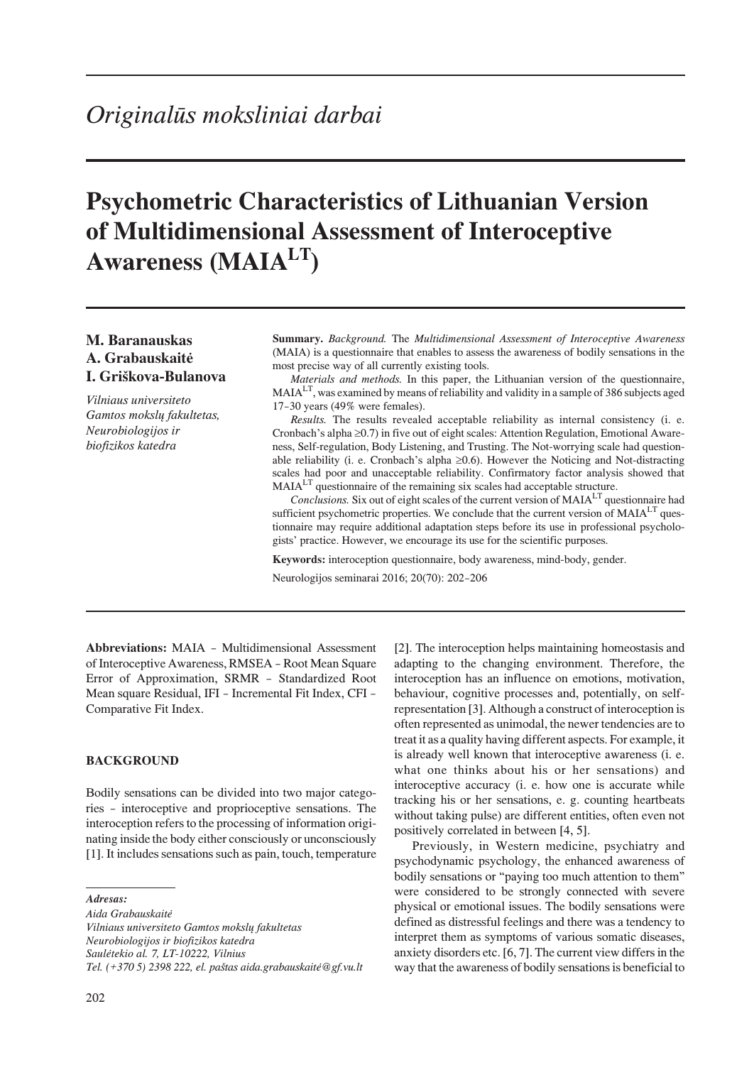# *Originalūs moksliniai darbai*

# Psychometric Characteristics of Lithuanian Version of Multidimensional Assessment of Interoceptive Awareness (MAIA$^{LT}$)

**M. Baranauskas**
**A. Grabauskaitė**
**I. Griškova-Bulanova**

*Vilniaus universiteto Gamtos mokslų fakultetas, Neurobiologijos ir biofizikos katedra*

**Summary.** *Background.* The *Multidimensional Assessment of Interoceptive Awareness* (MAIA) is a questionnaire that enables to assess the awareness of bodily sensations in the most precise way of all currently existing tools.

*Materials and methods.* In this paper, the Lithuanian version of the questionnaire, MAIA$^{LT}$, was examined by means of reliability and validity in a sample of 386 subjects aged 17–30 years (49% were females).

*Results.* The results revealed acceptable reliability as internal consistency (i. e. Cronbach's alpha ≥0.7) in five out of eight scales: Attention Regulation, Emotional Awareness, Self-regulation, Body Listening, and Trusting. The Not-worrying scale had questionable reliability (i. e. Cronbach's alpha ≥0.6). However the Noticing and Not-distracting scales had poor and unacceptable reliability. Confirmatory factor analysis showed that MAIA$^{LT}$ questionnaire of the remaining six scales had acceptable structure.

*Conclusions.* Six out of eight scales of the current version of MAIA$^{LT}$ questionnaire had sufficient psychometric properties. We conclude that the current version of MAIA$^{LT}$ questionnaire may require additional adaptation steps before its use in professional psychologists' practice. However, we encourage its use for the scientific purposes.

**Keywords:** interoception questionnaire, body awareness, mind-body, gender.

Neurologijos seminarai 2016; 20(70): 202–206

**Abbreviations:** MAIA – Multidimensional Assessment of Interoceptive Awareness, RMSEA – Root Mean Square Error of Approximation, SRMR – Standardized Root Mean square Residual, IFI – Incremental Fit Index, CFI – Comparative Fit Index.

## BACKGROUND

Bodily sensations can be divided into two major categories – interoceptive and proprioceptive sensations. The interoception refers to the processing of information originating inside the body either consciously or unconsciously [1]. It includes sensations such as pain, touch, temperature [2]. The interoception helps maintaining homeostasis and adapting to the changing environment. Therefore, the interoception has an influence on emotions, motivation, behaviour, cognitive processes and, potentially, on self-representation [3]. Although a construct of interoception is often represented as unimodal, the newer tendencies are to treat it as a quality having different aspects. For example, it is already well known that interoceptive awareness (i. e. what one thinks about his or her sensations) and interoceptive accuracy (i. e. how one is accurate while tracking his or her sensations, e. g. counting heartbeats without taking pulse) are different entities, often even not positively correlated in between [4, 5].

Previously, in Western medicine, psychiatry and psychodynamic psychology, the enhanced awareness of bodily sensations or "paying too much attention to them" were considered to be strongly connected with severe physical or emotional issues. The bodily sensations were defined as distressful feelings and there was a tendency to interpret them as symptoms of various somatic diseases, anxiety disorders etc. [6, 7]. The current view differs in the way that the awareness of bodily sensations is beneficial to

*Adresas:*
*Aida Grabauskaitė*
*Vilniaus universiteto Gamtos mokslų fakultetas*
*Neurobiologijos ir biofizikos katedra*
*Saulėtekio al. 7, LT-10222, Vilnius*
*Tel. (+370 5) 2398 222, el. paštas aida.grabauskaite@gf.vu.lt*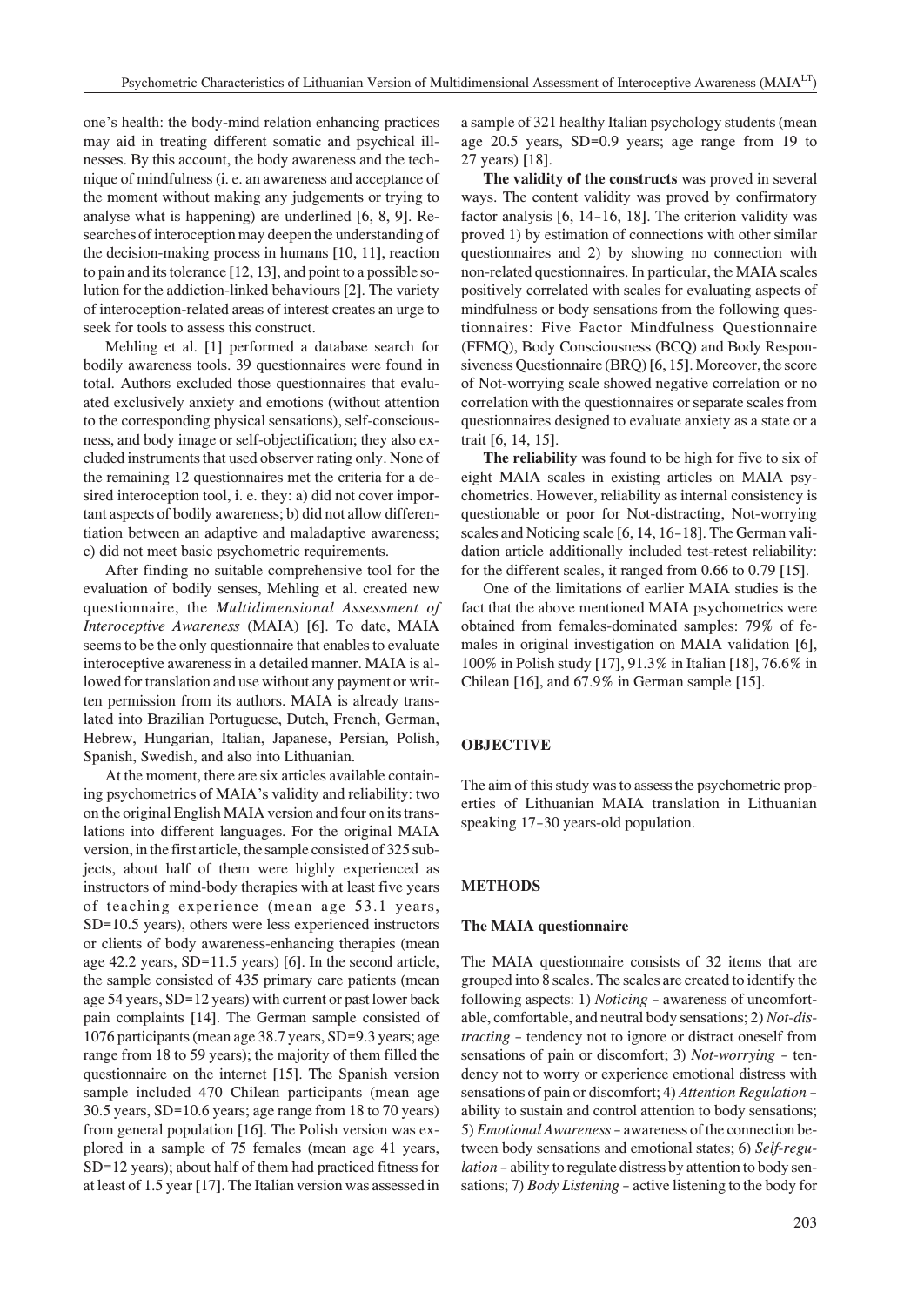one's health: the body-mind relation enhancing practices may aid in treating different somatic and psychical illnesses. By this account, the body awareness and the technique of mindfulness (i. e. an awareness and acceptance of the moment without making any judgements or trying to analyse what is happening) are underlined [6, 8, 9]. Researches of interoception may deepen the understanding of the decision-making process in humans [10, 11], reaction to pain and its tolerance [12, 13], and point to a possible solution for the addiction-linked behaviours [2]. The variety of interoception-related areas of interest creates an urge to seek for tools to assess this construct.

Mehling et al. [1] performed a database search for bodily awareness tools. 39 questionnaires were found in total. Authors excluded those questionnaires that evaluated exclusively anxiety and emotions (without attention to the corresponding physical sensations), self-consciousness, and body image or self-objectification; they also excluded instruments that used observer rating only. None of the remaining 12 questionnaires met the criteria for a desired interoception tool, i. e. they: a) did not cover important aspects of bodily awareness; b) did not allow differentiation between an adaptive and maladaptive awareness; c) did not meet basic psychometric requirements.

After finding no suitable comprehensive tool for the evaluation of bodily senses, Mehling et al. created new questionnaire, the *Multidimensional Assessment of Interoceptive Awareness* (MAIA) [6]. To date, MAIA seems to be the only questionnaire that enables to evaluate interoceptive awareness in a detailed manner. MAIA is allowed for translation and use without any payment or written permission from its authors. MAIA is already translated into Brazilian Portuguese, Dutch, French, German, Hebrew, Hungarian, Italian, Japanese, Persian, Polish, Spanish, Swedish, and also into Lithuanian.

At the moment, there are six articles available containing psychometrics of MAIA's validity and reliability: two on the original English MAIA version and four on its translations into different languages. For the original MAIA version, in the first article, the sample consisted of 325 subjects, about half of them were highly experienced as instructors of mind-body therapies with at least five years of teaching experience (mean age 53.1 years, SD=10.5 years), others were less experienced instructors or clients of body awareness-enhancing therapies (mean age 42.2 years, SD=11.5 years) [6]. In the second article, the sample consisted of 435 primary care patients (mean age 54 years, SD=12 years) with current or past lower back pain complaints [14]. The German sample consisted of 1076 participants (mean age 38.7 years, SD=9.3 years; age range from 18 to 59 years); the majority of them filled the questionnaire on the internet [15]. The Spanish version sample included 470 Chilean participants (mean age 30.5 years, SD=10.6 years; age range from 18 to 70 years) from general population [16]. The Polish version was explored in a sample of 75 females (mean age 41 years, SD=12 years); about half of them had practiced fitness for at least of 1.5 year [17]. The Italian version was assessed in a sample of 321 healthy Italian psychology students (mean age 20.5 years, SD=0.9 years; age range from 19 to 27 years) [18].

**The validity of the constructs** was proved in several ways. The content validity was proved by confirmatory factor analysis [6, 14–16, 18]. The criterion validity was proved 1) by estimation of connections with other similar questionnaires and 2) by showing no connection with non-related questionnaires. In particular, the MAIA scales positively correlated with scales for evaluating aspects of mindfulness or body sensations from the following questionnaires: Five Factor Mindfulness Questionnaire (FFMQ), Body Consciousness (BCQ) and Body Responsiveness Questionnaire (BRQ) [6, 15]. Moreover, the score of Not-worrying scale showed negative correlation or no correlation with the questionnaires or separate scales from questionnaires designed to evaluate anxiety as a state or a trait [6, 14, 15].

**The reliability** was found to be high for five to six of eight MAIA scales in existing articles on MAIA psychometrics. However, reliability as internal consistency is questionable or poor for Not-distracting, Not-worrying scales and Noticing scale [6, 14, 16–18]. The German validation article additionally included test-retest reliability: for the different scales, it ranged from 0.66 to 0.79 [15].

One of the limitations of earlier MAIA studies is the fact that the above mentioned MAIA psychometrics were obtained from females-dominated samples: 79% of females in original investigation on MAIA validation [6], 100% in Polish study [17], 91.3% in Italian [18], 76.6% in Chilean [16], and 67.9% in German sample [15].

## OBJECTIVE

The aim of this study was to assess the psychometric properties of Lithuanian MAIA translation in Lithuanian speaking 17–30 years-old population.

## METHODS

### The MAIA questionnaire

The MAIA questionnaire consists of 32 items that are grouped into 8 scales. The scales are created to identify the following aspects: 1) *Noticing* – awareness of uncomfortable, comfortable, and neutral body sensations; 2) *Not-distracting* – tendency not to ignore or distract oneself from sensations of pain or discomfort; 3) *Not-worrying* – tendency not to worry or experience emotional distress with sensations of pain or discomfort; 4) *Attention Regulation* – ability to sustain and control attention to body sensations; 5) *Emotional Awareness* – awareness of the connection between body sensations and emotional states; 6) *Self-regulation* – ability to regulate distress by attention to body sensations; 7) *Body Listening* – active listening to the body for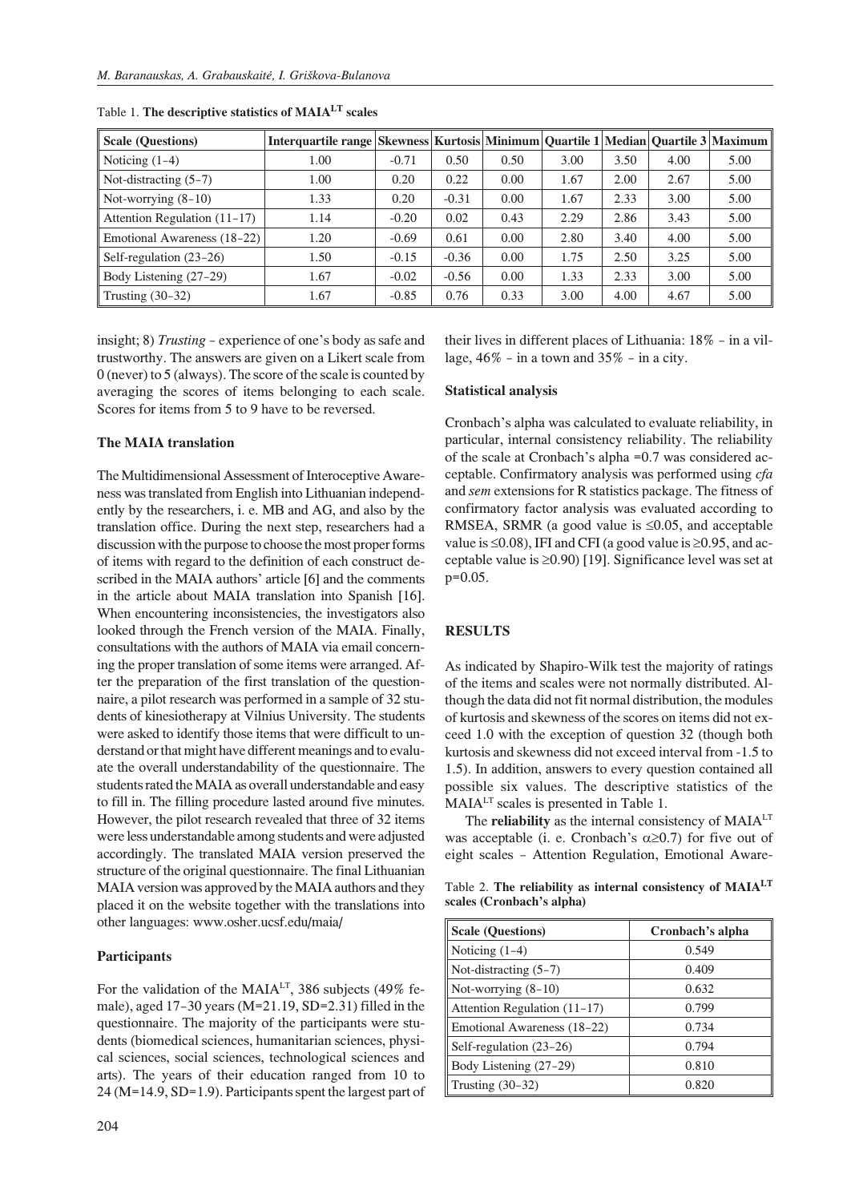Table 1. **The descriptive statistics of MAIA$^{LT}$ scales**

| Scale (Questions) | Interquartile range | Skewness | Kurtosis | Minimum | Quartile 1 | Median | Quartile 3 | Maximum |
|---|---|---|---|---|---|---|---|---|
| Noticing (1–4) | 1.00 | -0.71 | 0.50 | 0.50 | 3.00 | 3.50 | 4.00 | 5.00 |
| Not-distracting (5–7) | 1.00 | 0.20 | 0.22 | 0.00 | 1.67 | 2.00 | 2.67 | 5.00 |
| Not-worrying (8–10) | 1.33 | 0.20 | -0.31 | 0.00 | 1.67 | 2.33 | 3.00 | 5.00 |
| Attention Regulation (11–17) | 1.14 | -0.20 | 0.02 | 0.43 | 2.29 | 2.86 | 3.43 | 5.00 |
| Emotional Awareness (18–22) | 1.20 | -0.69 | 0.61 | 0.00 | 2.80 | 3.40 | 4.00 | 5.00 |
| Self-regulation (23–26) | 1.50 | -0.15 | -0.36 | 0.00 | 1.75 | 2.50 | 3.25 | 5.00 |
| Body Listening (27–29) | 1.67 | -0.02 | -0.56 | 0.00 | 1.33 | 2.33 | 3.00 | 5.00 |
| Trusting (30–32) | 1.67 | -0.85 | 0.76 | 0.33 | 3.00 | 4.00 | 4.67 | 5.00 |

insight; 8) *Trusting* – experience of one's body as safe and trustworthy. The answers are given on a Likert scale from 0 (never) to 5 (always). The score of the scale is counted by averaging the scores of items belonging to each scale. Scores for items from 5 to 9 have to be reversed.

### The MAIA translation

The Multidimensional Assessment of Interoceptive Awareness was translated from English into Lithuanian independently by the researchers, i. e. MB and AG, and also by the translation office. During the next step, researchers had a discussion with the purpose to choose the most proper forms of items with regard to the definition of each construct described in the MAIA authors' article [6] and the comments in the article about MAIA translation into Spanish [16]. When encountering inconsistencies, the investigators also looked through the French version of the MAIA. Finally, consultations with the authors of MAIA via email concerning the proper translation of some items were arranged. After the preparation of the first translation of the questionnaire, a pilot research was performed in a sample of 32 students of kinesiotherapy at Vilnius University. The students were asked to identify those items that were difficult to understand or that might have different meanings and to evaluate the overall understandability of the questionnaire. The students rated the MAIA as overall understandable and easy to fill in. The filling procedure lasted around five minutes. However, the pilot research revealed that three of 32 items were less understandable among students and were adjusted accordingly. The translated MAIA version preserved the structure of the original questionnaire. The final Lithuanian MAIA version was approved by the MAIA authors and they placed it on the website together with the translations into other languages: www.osher.ucsf.edu/maia/

### Participants

For the validation of the MAIA$^{LT}$, 386 subjects (49% female), aged 17–30 years (M=21.19, SD=2.31) filled in the questionnaire. The majority of the participants were students (biomedical sciences, humanitarian sciences, physical sciences, social sciences, technological sciences and arts). The years of their education ranged from 10 to 24 (M=14.9, SD=1.9). Participants spent the largest part of their lives in different places of Lithuania: 18% – in a village, 46% – in a town and 35% – in a city.

### Statistical analysis

Cronbach's alpha was calculated to evaluate reliability, in particular, internal consistency reliability. The reliability of the scale at Cronbach's alpha =0.7 was considered acceptable. Confirmatory analysis was performed using *cfa* and *sem* extensions for R statistics package. The fitness of confirmatory factor analysis was evaluated according to RMSEA, SRMR (a good value is $\leq 0.05$, and acceptable value is $\leq 0.08$), IFI and CFI (a good value is $\geq 0.95$, and acceptable value is $\geq 0.90$) [19]. Significance level was set at $p=0.05$.

## RESULTS

As indicated by Shapiro-Wilk test the majority of ratings of the items and scales were not normally distributed. Although the data did not fit normal distribution, the modules of kurtosis and skewness of the scores on items did not exceed 1.0 with the exception of question 32 (though both kurtosis and skewness did not exceed interval from -1.5 to 1.5). In addition, answers to every question contained all possible six values. The descriptive statistics of the MAIA$^{LT}$ scales is presented in Table 1.

The **reliability** as the internal consistency of MAIA$^{LT}$ was acceptable (i. e. Cronbach's $\alpha \geq 0.7$) for five out of eight scales – Attention Regulation, Emotional Aware-

Table 2. **The reliability as internal consistency of MAIA$^{LT}$ scales (Cronbach's alpha)**

| Scale (Questions) | Cronbach's alpha |
|---|---|
| Noticing (1–4) | 0.549 |
| Not-distracting (5–7) | 0.409 |
| Not-worrying (8–10) | 0.632 |
| Attention Regulation (11–17) | 0.799 |
| Emotional Awareness (18–22) | 0.734 |
| Self-regulation (23–26) | 0.794 |
| Body Listening (27–29) | 0.810 |
| Trusting (30–32) | 0.820 |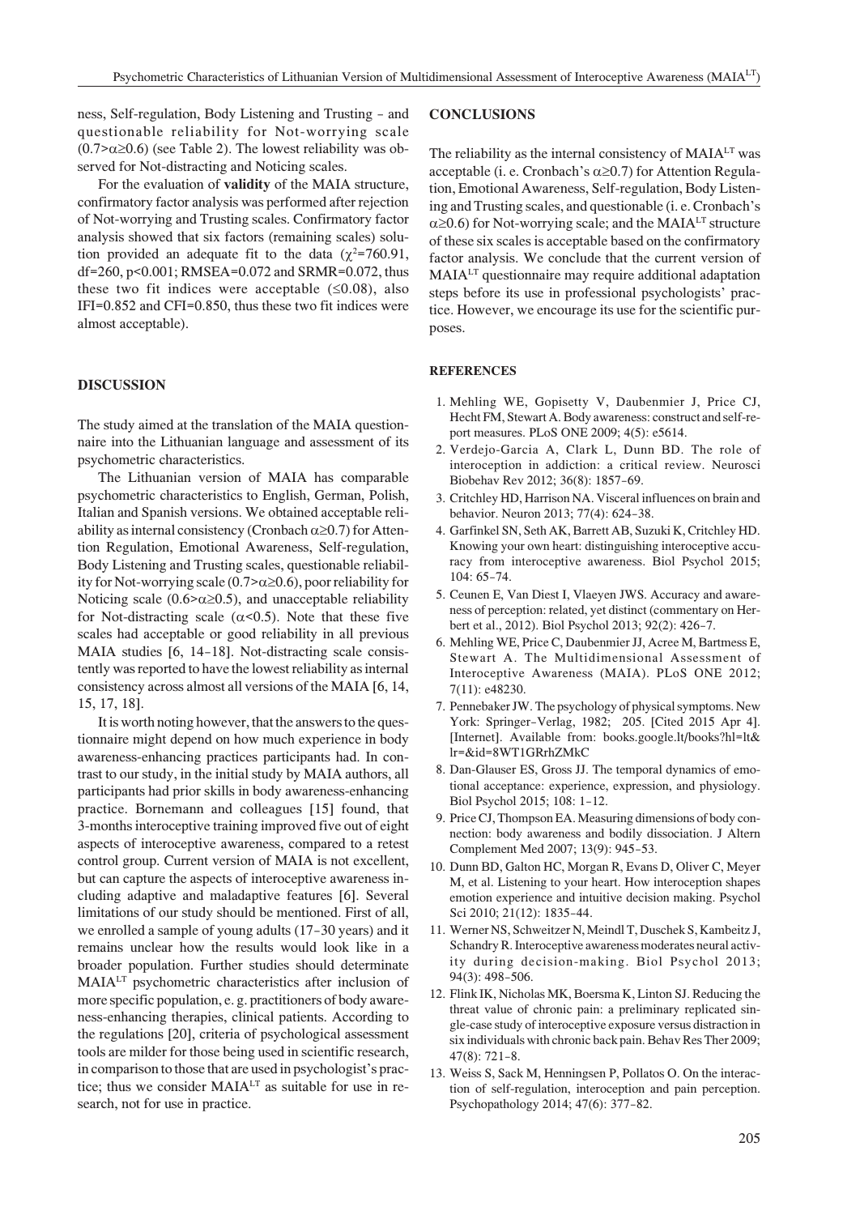ness, Self-regulation, Body Listening and Trusting – and questionable reliability for Not-worrying scale ($0.7>\alpha\geq0.6$) (see Table 2). The lowest reliability was observed for Not-distracting and Noticing scales.

For the evaluation of **validity** of the MAIA structure, confirmatory factor analysis was performed after rejection of Not-worrying and Trusting scales. Confirmatory factor analysis showed that six factors (remaining scales) solution provided an adequate fit to the data ($\chi^2=760.91$, df=260, $p<0.001$; RMSEA=0.072 and SRMR=0.072, thus these two fit indices were acceptable ($\leq0.08$), also IFI=0.852 and CFI=0.850, thus these two fit indices were almost acceptable).

## DISCUSSION

The study aimed at the translation of the MAIA questionnaire into the Lithuanian language and assessment of its psychometric characteristics.

The Lithuanian version of MAIA has comparable psychometric characteristics to English, German, Polish, Italian and Spanish versions. We obtained acceptable reliability as internal consistency (Cronbach $\alpha\geq0.7$) for Attention Regulation, Emotional Awareness, Self-regulation, Body Listening and Trusting scales, questionable reliability for Not-worrying scale ($0.7>\alpha\geq0.6$), poor reliability for Noticing scale ($0.6>\alpha\geq0.5$), and unacceptable reliability for Not-distracting scale ($\alpha<0.5$). Note that these five scales had acceptable or good reliability in all previous MAIA studies [6, 14–18]. Not-distracting scale consistently was reported to have the lowest reliability as internal consistency across almost all versions of the MAIA [6, 14, 15, 17, 18].

It is worth noting however, that the answers to the questionnaire might depend on how much experience in body awareness-enhancing practices participants had. In contrast to our study, in the initial study by MAIA authors, all participants had prior skills in body awareness-enhancing practice. Bornemann and colleagues [15] found, that 3-months interoceptive training improved five out of eight aspects of interoceptive awareness, compared to a retest control group. Current version of MAIA is not excellent, but can capture the aspects of interoceptive awareness including adaptive and maladaptive features [6]. Several limitations of our study should be mentioned. First of all, we enrolled a sample of young adults (17–30 years) and it remains unclear how the results would look like in a broader population. Further studies should determinate MAIA[LT] psychometric characteristics after inclusion of more specific population, e. g. practitioners of body awareness-enhancing therapies, clinical patients. According to the regulations [20], criteria of psychological assessment tools are milder for those being used in scientific research, in comparison to those that are used in psychologist's practice; thus we consider MAIA[LT] as suitable for use in research, not for use in practice.

## CONCLUSIONS

The reliability as the internal consistency of MAIA[LT] was acceptable (i. e. Cronbach's $\alpha\geq0.7$) for Attention Regulation, Emotional Awareness, Self-regulation, Body Listening and Trusting scales, and questionable (i. e. Cronbach's $\alpha\geq0.6$) for Not-worrying scale; and the MAIA[LT] structure of these six scales is acceptable based on the confirmatory factor analysis. We conclude that the current version of MAIA[LT] questionnaire may require additional adaptation steps before its use in professional psychologists' practice. However, we encourage its use for the scientific purposes.

## REFERENCES

1. Mehling WE, Gopisetty V, Daubenmier J, Price CJ, Hecht FM, Stewart A. Body awareness: construct and self-report measures. PLoS ONE 2009; 4(5): e5614.
2. Verdejo-Garcia A, Clark L, Dunn BD. The role of interoception in addiction: a critical review. Neurosci Biobehav Rev 2012; 36(8): 1857–69.
3. Critchley HD, Harrison NA. Visceral influences on brain and behavior. Neuron 2013; 77(4): 624–38.
4. Garfinkel SN, Seth AK, Barrett AB, Suzuki K, Critchley HD. Knowing your own heart: distinguishing interoceptive accuracy from interoceptive awareness. Biol Psychol 2015; 104: 65–74.
5. Ceunen E, Van Diest I, Vlaeyen JWS. Accuracy and awareness of perception: related, yet distinct (commentary on Herbert et al., 2012). Biol Psychol 2013; 92(2): 426–7.
6. Mehling WE, Price C, Daubenmier JJ, Acree M, Bartmess E, Stewart A. The Multidimensional Assessment of Interoceptive Awareness (MAIA). PLoS ONE 2012; 7(11): e48230.
7. Pennebaker JW. The psychology of physical symptoms. New York: Springer–Verlag, 1982; 205. [Cited 2015 Apr 4]. [Internet]. Available from: books.google.lt/books?hl=lt&lr=&id=8WT1GRrhZMkC
8. Dan-Glauser ES, Gross JJ. The temporal dynamics of emotional acceptance: experience, expression, and physiology. Biol Psychol 2015; 108: 1–12.
9. Price CJ, Thompson EA. Measuring dimensions of body connection: body awareness and bodily dissociation. J Altern Complement Med 2007; 13(9): 945–53.
10. Dunn BD, Galton HC, Morgan R, Evans D, Oliver C, Meyer M, et al. Listening to your heart. How interoception shapes emotion experience and intuitive decision making. Psychol Sci 2010; 21(12): 1835–44.
11. Werner NS, Schweitzer N, Meindl T, Duschek S, Kambeitz J, Schandry R. Interoceptive awareness moderates neural activity during decision-making. Biol Psychol 2013; 94(3): 498–506.
12. Flink IK, Nicholas MK, Boersma K, Linton SJ. Reducing the threat value of chronic pain: a preliminary replicated single-case study of interoceptive exposure versus distraction in six individuals with chronic back pain. Behav Res Ther 2009; 47(8): 721–8.
13. Weiss S, Sack M, Henningsen P, Pollatos O. On the interaction of self-regulation, interoception and pain perception. Psychopathology 2014; 47(6): 377–82.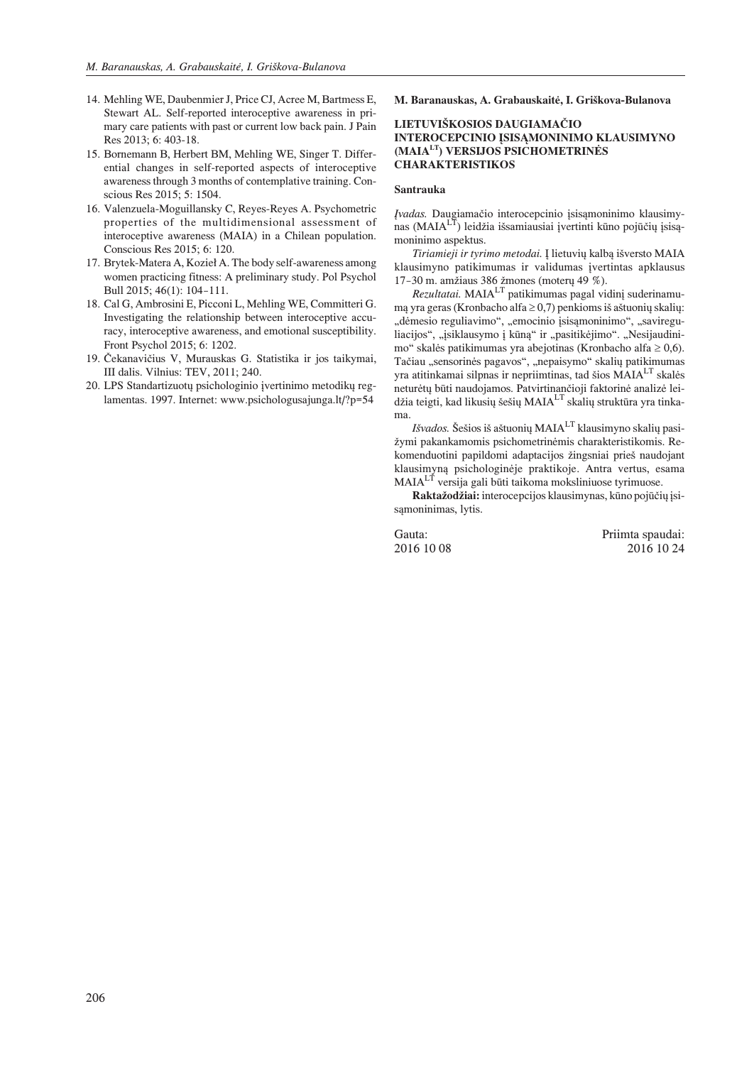14. Mehling WE, Daubenmier J, Price CJ, Acree M, Bartmess E, Stewart AL. Self-reported interoceptive awareness in primary care patients with past or current low back pain. J Pain Res 2013; 6: 403-18.
15. Bornemann B, Herbert BM, Mehling WE, Singer T. Differential changes in self-reported aspects of interoceptive awareness through 3 months of contemplative training. Conscious Res 2015; 5: 1504.
16. Valenzuela-Moguillansky C, Reyes-Reyes A. Psychometric properties of the multidimensional assessment of interoceptive awareness (MAIA) in a Chilean population. Conscious Res 2015; 6: 120.
17. Brytek-Matera A, Kozieł A. The body self-awareness among women practicing fitness: A preliminary study. Pol Psychol Bull 2015; 46(1): 104–111.
18. Cal G, Ambrosini E, Picconi L, Mehling WE, Committeri G. Investigating the relationship between interoceptive accuracy, interoceptive awareness, and emotional susceptibility. Front Psychol 2015; 6: 1202.
19. Čekanavičius V, Murauskas G. Statistika ir jos taikymai, III dalis. Vilnius: TEV, 2011; 240.
20. LPS Standartizuotų psichologinio įvertinimo metodikų reglamentas. 1997. Internet: www.psichologusajunga.lt/?p=54

**M. Baranauskas, A. Grabauskaitė, I. Griškova-Bulanova**

## LIETUVIŠKOSIOS DAUGIAMAČIO INTEROCEPCINIO ĮSISĄMONINIMO KLAUSIMYNO (MAIA$^{LT}$) VERSIJOS PSICHOMETRINĖS CHARAKTERISTIKOS

### Santrauka

*Įvadas.* Daugiamačio interocepcinio įsisąmoninimo klausimynas (MAIA$^{LT}$) leidžia išsamiausiai įvertinti kūno pojūčių įsisąmoninimo aspektus.

*Tiriamieji ir tyrimo metodai.* Į lietuvių kalbą išversto MAIA klausimyno patikimumas ir validumas įvertintas apklausus 17–30 m. amžiaus 386 žmones (moterų 49 %).

*Rezultatai.* MAIA$^{LT}$ patikimumas pagal vidinį suderinamumą yra geras (Kronbacho alfa ≥ 0,7) penkioms iš aštuonių skalių: „dėmesio reguliavimo“, „emocinio įsisąmoninimo“, „savireguliacijos“, „įsiklausymo į kūną“ ir „pasitikėjimo“. „Nesijaudinimo“ skalės patikimumas yra abejotinas (Kronbacho alfa ≥ 0,6). Tačiau „sensorinės pagavos“, „nepaisymo“ skalių patikimumas yra atitinkamai silpnas ir nepriimtinas, tad šios MAIA$^{LT}$ skalės neturėtų būti naudojamos. Patvirtinančioji faktorinė analizė leidžia teigti, kad likusių šešių MAIA$^{LT}$ skalių struktūra yra tinkama.

*Išvados.* Šešios iš aštuonių MAIA$^{LT}$ klausimyno skalių pasižymi pakankamomis psichometrinėmis charakteristikomis. Rekomenduotini papildomi adaptacijos žingsniai prieš naudojant klausimyną psichologinėje praktikoje. Antra vertus, esama MAIA$^{LT}$ versija gali būti taikoma moksliniuose tyrimuose.

**Raktažodžiai:** interocepcijos klausimynas, kūno pojūčių įsisąmoninimas, lytis.

Gauta: 2016 10 08

Priimta spaudai: 2016 10 24